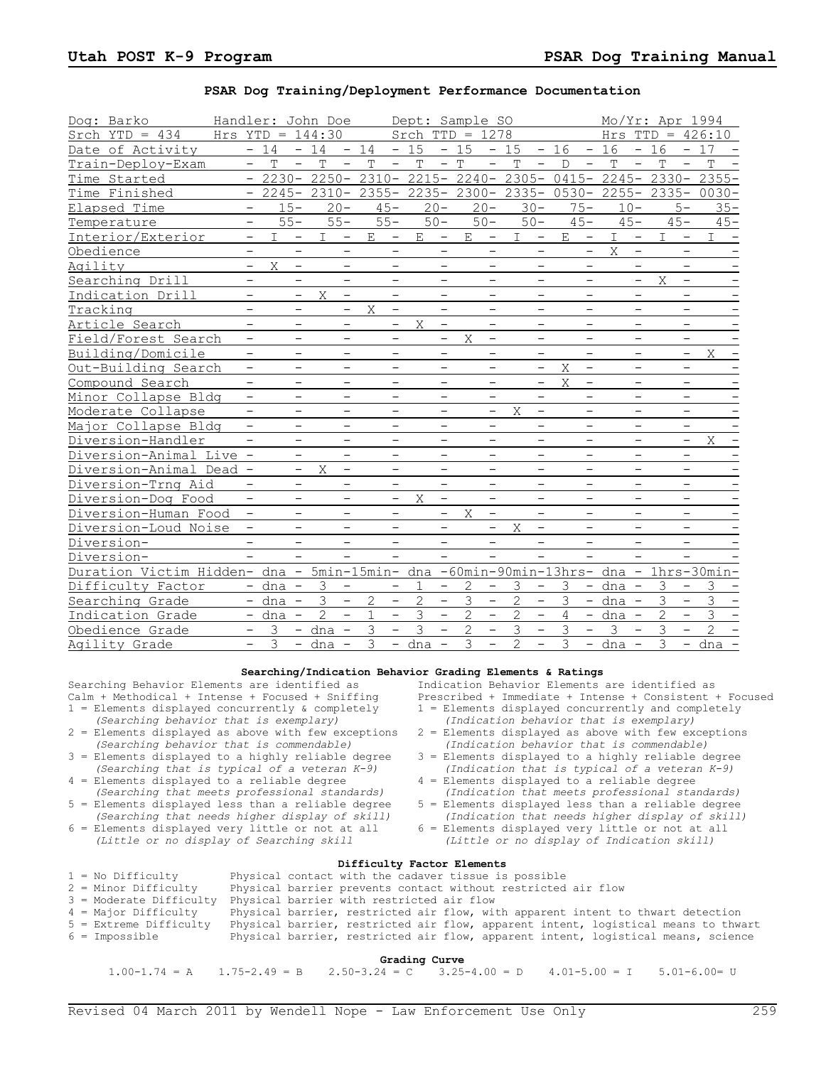## PSAR Dog Training/Deployment Performance Documentation

| Dog: Barko | Handler: John Doe | Dept: Sample SO | Mo/Yr: Apr 1994 |
|---|---|---|---|
| Srch YTD = 434 | Hrs YTD = 144:30 | Srch TTD = 1278 | Hrs TTD = 426:10 |

| Date of Activity | 14 | 14 | 14 | 15 | 15 | 15 | 16 | 16 | 16 | 17 |
|---|---|---|---|---|---|---|---|---|---|---|
| Train-Deploy-Exam | T | T | T | T | T | T | D | T | T | T |
| Time Started | 2230 | 2250 | 2310 | 2215 | 2240 | 2305 | 0415 | 2245 | 2330 | 2355 |
| Time Finished | 2245 | 2310 | 2355 | 2235 | 2300 | 2335 | 0530 | 2255 | 2335 | 0030 |
| Elapsed Time | 15 | 20 | 45 | 20 | 20 | 30 | 75 | 10 | 5 | 35 |
| Temperature | 55 | 55 | 55 | 50 | 50 | 50 | 45 | 45 | 45 | 45 |
| Interior/Exterior | I | I | E | E | E | I | E | I | I | I |
| Obedience | | | | | | | | X | | |
| Agility | X | | | | | | | | | |
| Searching Drill | | | | | | | | | X | |
| Indication Drill | | X | | | | | | | | |
| Tracking | | | X | | | | | | | |
| Article Search | | | | X | | | | | | |
| Field/Forest Search | | | | | X | | | | | |
| Building/Domicile | | | | | | | | | | X |
| Out-Building Search | | | | | | | X | | | |
| Compound Search | | | | | | | X | | | |
| Minor Collapse Bldg | | | | | | | | | | |
| Moderate Collapse | | | | | | X | | | | |
| Major Collapse Bldg | | | | | | | | | | |
| Diversion-Handler | | | | | | | | | | X |
| Diversion-Animal Live | | | | | | | | | | |
| Diversion-Animal Dead | | X | | | | | | | | |
| Diversion-Trng Aid | | | | | | | | | | |
| Diversion-Dog Food | | | | X | | | | | | |
| Diversion-Human Food | | | | | X | | | | | |
| Diversion-Loud Noise | | | | | | X | | | | |
| Diversion- | | | | | | | | | | |
| Diversion- | | | | | | | | | | |
| Duration Victim Hidden | dna | 5min | 15min | dna | 60min | 90min | 13hrs | dna | 1hrs | 30min |
| Difficulty Factor | dna | 3 | | 1 | 2 | 3 | 3 | dna | 3 | 3 |
| Searching Grade | dna | 3 | 2 | 2 | 3 | 2 | 3 | dna | 3 | 3 |
| Indication Grade | dna | 2 | 1 | 3 | 2 | 2 | 4 | dna | 2 | 3 |
| Obedience Grade | 3 | dna | 3 | 3 | 2 | 3 | 3 | 3 | 3 | 2 |
| Agility Grade | 3 | dna | 3 | dna | 3 | 2 | 3 | dna | 3 | dna |

### Searching/Indication Behavior Grading Elements & Ratings

Searching Behavior Elements are identified as Calm + Methodical + Intense + Focused + Sniffing

1 = Elements displayed concurrently & completely
*(Searching behavior that is exemplary)*
2 = Elements displayed as above with few exceptions
*(Searching behavior that is commendable)*
3 = Elements displayed to a highly reliable degree
*(Searching that is typical of a veteran K-9)*
4 = Elements displayed to a reliable degree
*(Searching that meets professional standards)*
5 = Elements displayed less than a reliable degree
*(Searching that needs higher display of skill)*
6 = Elements displayed very little or not at all
*(Little or no display of Searching skill*

Indication Behavior Elements are identified as Prescribed + Immediate + Intense + Consistent + Focused

1 = Elements displayed concurrently and completely
*(Indication behavior that is exemplary)*
2 = Elements displayed as above with few exceptions
*(Indication behavior that is commendable)*
3 = Elements displayed to a highly reliable degree
*(Indication that is typical of a veteran K-9)*
4 = Elements displayed to a reliable degree
*(Indication that meets professional standards)*
5 = Elements displayed less than a reliable degree
*(Indication that needs higher display of skill)*
6 = Elements displayed very little or not at all
*(Little or no display of Indication skill)*

### Difficulty Factor Elements

| | |
|---|---|
| 1 = No Difficulty | Physical contact with the cadaver tissue is possible |
| 2 = Minor Difficulty | Physical barrier prevents contact without restricted air flow |
| 3 = Moderate Difficulty | Physical barrier with restricted air flow |
| 4 = Major Difficulty | Physical barrier, restricted air flow, with apparent intent to thwart detection |
| 5 = Extreme Difficulty | Physical barrier, restricted air flow, apparent intent, logistical means to thwart |
| 6 = Impossible | Physical barrier, restricted air flow, apparent intent, logistical means, science |

### Grading Curve

1.00-1.74 = A  1.75-2.49 = B  2.50-3.24 = C  3.25-4.00 = D  4.01-5.00 = I  5.01-6.00= U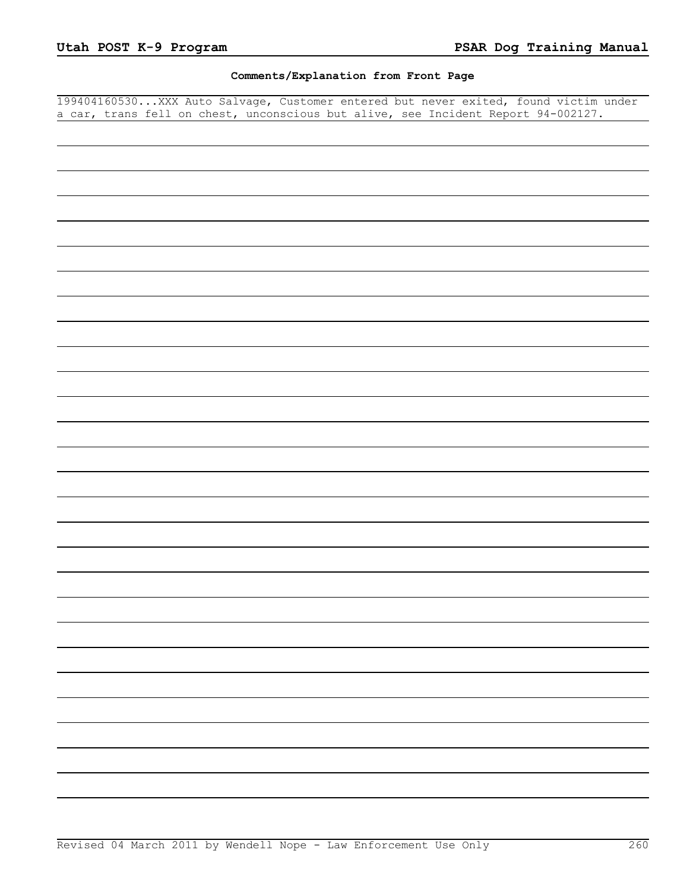**Comments/Explanation from Front Page**

199404160530...XXX Auto Salvage, Customer entered but never exited, found victim under a car, trans fell on chest, unconscious but alive, see Incident Report 94-002127.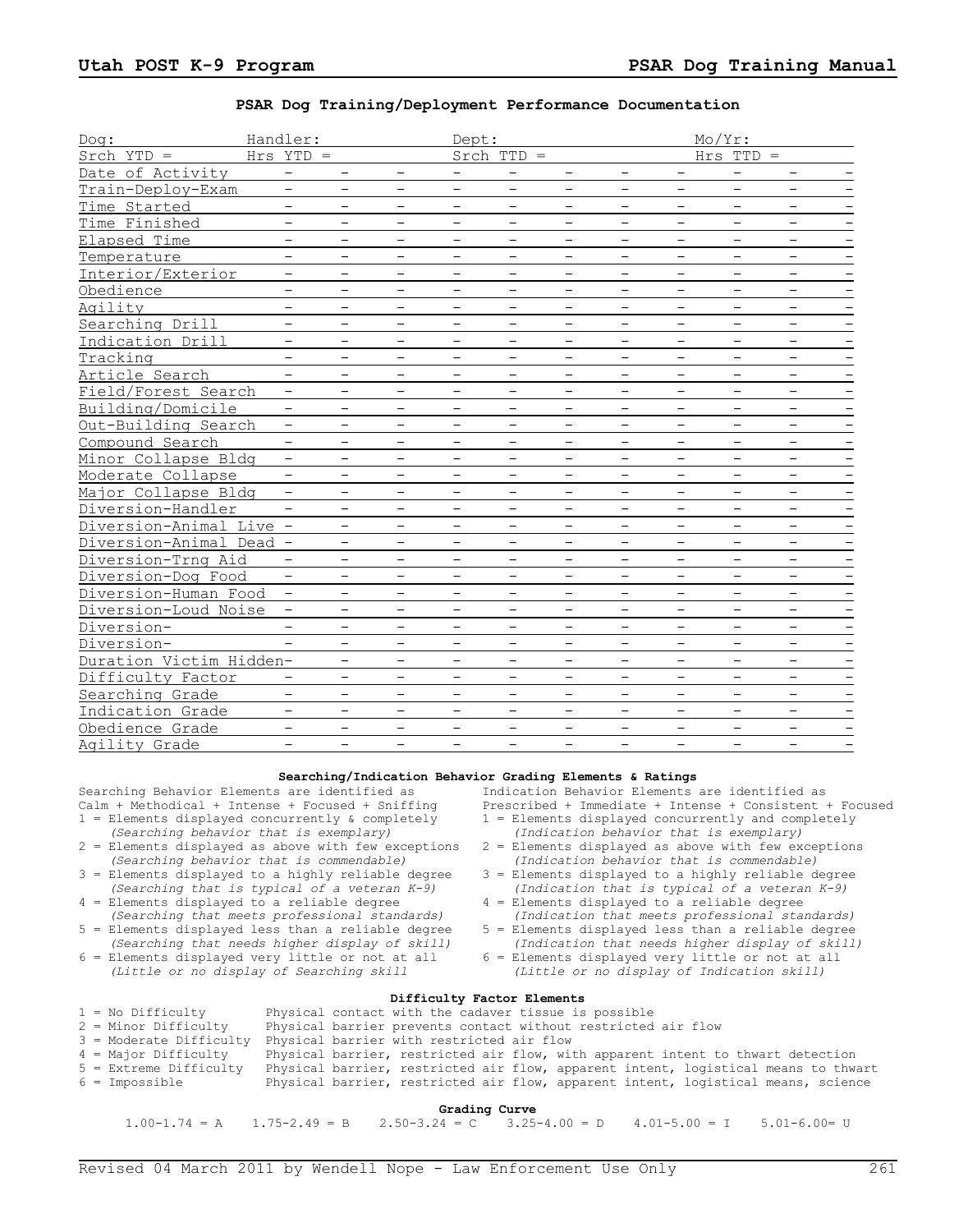## PSAR Dog Training/Deployment Performance Documentation

| Dog: | Handler: | | | Dept: | | | | | Mo/Yr: | | |
|---|---|---|---|---|---|---|---|---|---|---|---|
| Srch YTD = | Hrs YTD = | | | Srch TTD = | | | | | Hrs TTD = | | |
| Date of Activity | - | - | - | - | - | - | - | - | - | - | - |
| Train-Deploy-Exam | - | - | - | - | - | - | - | - | - | - | - |
| Time Started | - | - | - | - | - | - | - | - | - | - | - |
| Time Finished | - | - | - | - | - | - | - | - | - | - | - |
| Elapsed Time | - | - | - | - | - | - | - | - | - | - | - |
| Temperature | - | - | - | - | - | - | - | - | - | - | - |
| Interior/Exterior | - | - | - | - | - | - | - | - | - | - | - |
| Obedience | - | - | - | - | - | - | - | - | - | - | - |
| Agility | - | - | - | - | - | - | - | - | - | - | - |
| Searching Drill | - | - | - | - | - | - | - | - | - | - | - |
| Indication Drill | - | - | - | - | - | - | - | - | - | - | - |
| Tracking | - | - | - | - | - | - | - | - | - | - | - |
| Article Search | - | - | - | - | - | - | - | - | - | - | - |
| Field/Forest Search | - | - | - | - | - | - | - | - | - | - | - |
| Building/Domicile | - | - | - | - | - | - | - | - | - | - | - |
| Out-Building Search | - | - | - | - | - | - | - | - | - | - | - |
| Compound Search | - | - | - | - | - | - | - | - | - | - | - |
| Minor Collapse Bldg | - | - | - | - | - | - | - | - | - | - | - |
| Moderate Collapse | - | - | - | - | - | - | - | - | - | - | - |
| Major Collapse Bldg | - | - | - | - | - | - | - | - | - | - | - |
| Diversion-Handler | - | - | - | - | - | - | - | - | - | - | - |
| Diversion-Animal Live | - | - | - | - | - | - | - | - | - | - | - |
| Diversion-Animal Dead | - | - | - | - | - | - | - | - | - | - | - |
| Diversion-Trng Aid | - | - | - | - | - | - | - | - | - | - | - |
| Diversion-Dog Food | - | - | - | - | - | - | - | - | - | - | - |
| Diversion-Human Food | - | - | - | - | - | - | - | - | - | - | - |
| Diversion-Loud Noise | - | - | - | - | - | - | - | - | - | - | - |
| Diversion- | - | - | - | - | - | - | - | - | - | - | - |
| Diversion- | - | - | - | - | - | - | - | - | - | - | - |
| Duration Victim Hidden | - | - | - | - | - | - | - | - | - | - | - |
| Difficulty Factor | - | - | - | - | - | - | - | - | - | - | - |
| Searching Grade | - | - | - | - | - | - | - | - | - | - | - |
| Indication Grade | - | - | - | - | - | - | - | - | - | - | - |
| Obedience Grade | - | - | - | - | - | - | - | - | - | - | - |
| Agility Grade | - | - | - | - | - | - | - | - | - | - | - |

### Searching/Indication Behavior Grading Elements & Ratings

Searching Behavior Elements are identified as Calm + Methodical + Intense + Focused + Sniffing

1 = Elements displayed concurrently & completely *(Searching behavior that is exemplary)*
2 = Elements displayed as above with few exceptions *(Searching behavior that is commendable)*
3 = Elements displayed to a highly reliable degree *(Searching that is typical of a veteran K-9)*
4 = Elements displayed to a reliable degree *(Searching that meets professional standards)*
5 = Elements displayed less than a reliable degree *(Searching that needs higher display of skill)*
6 = Elements displayed very little or not at all *(Little or no display of Searching skill*

Indication Behavior Elements are identified as Prescribed + Immediate + Intense + Consistent + Focused

1 = Elements displayed concurrently and completely *(Indication behavior that is exemplary)*
2 = Elements displayed as above with few exceptions *(Indication behavior that is commendable)*
3 = Elements displayed to a highly reliable degree *(Indication that is typical of a veteran K-9)*
4 = Elements displayed to a reliable degree *(Indication that meets professional standards)*
5 = Elements displayed less than a reliable degree *(Indication that needs higher display of skill)*
6 = Elements displayed very little or not at all *(Little or no display of Indication skill)*

### Difficulty Factor Elements

| | |
|---|---|
| 1 = No Difficulty | Physical contact with the cadaver tissue is possible |
| 2 = Minor Difficulty | Physical barrier prevents contact without restricted air flow |
| 3 = Moderate Difficulty | Physical barrier with restricted air flow |
| 4 = Major Difficulty | Physical barrier, restricted air flow, with apparent intent to thwart detection |
| 5 = Extreme Difficulty | Physical barrier, restricted air flow, apparent intent, logistical means to thwart |
| 6 = Impossible | Physical barrier, restricted air flow, apparent intent, logistical means, science |

### Grading Curve

1.00-1.74 = A  1.75-2.49 = B  2.50-3.24 = C  3.25-4.00 = D  4.01-5.00 = I  5.01-6.00= U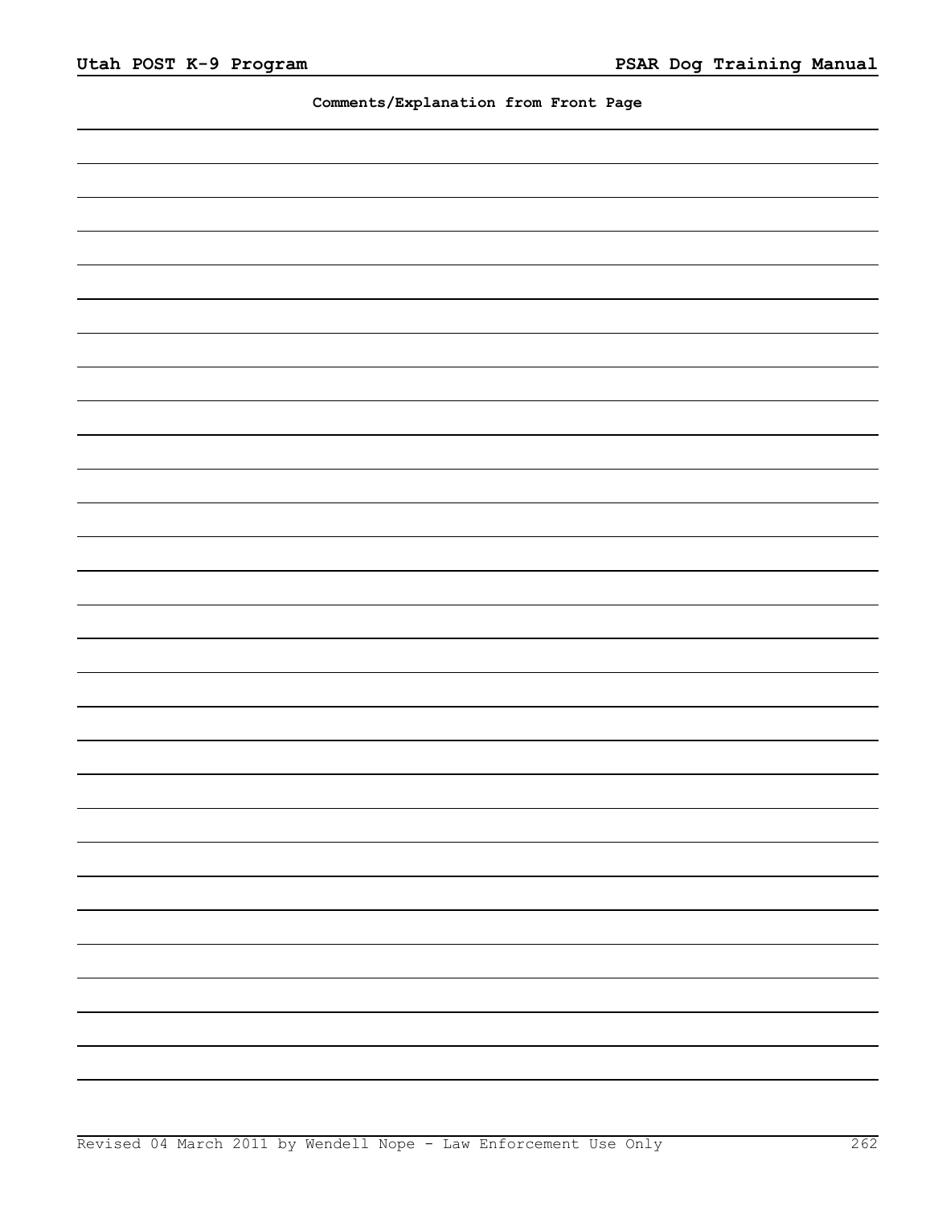**Comments/Explanation from Front Page**